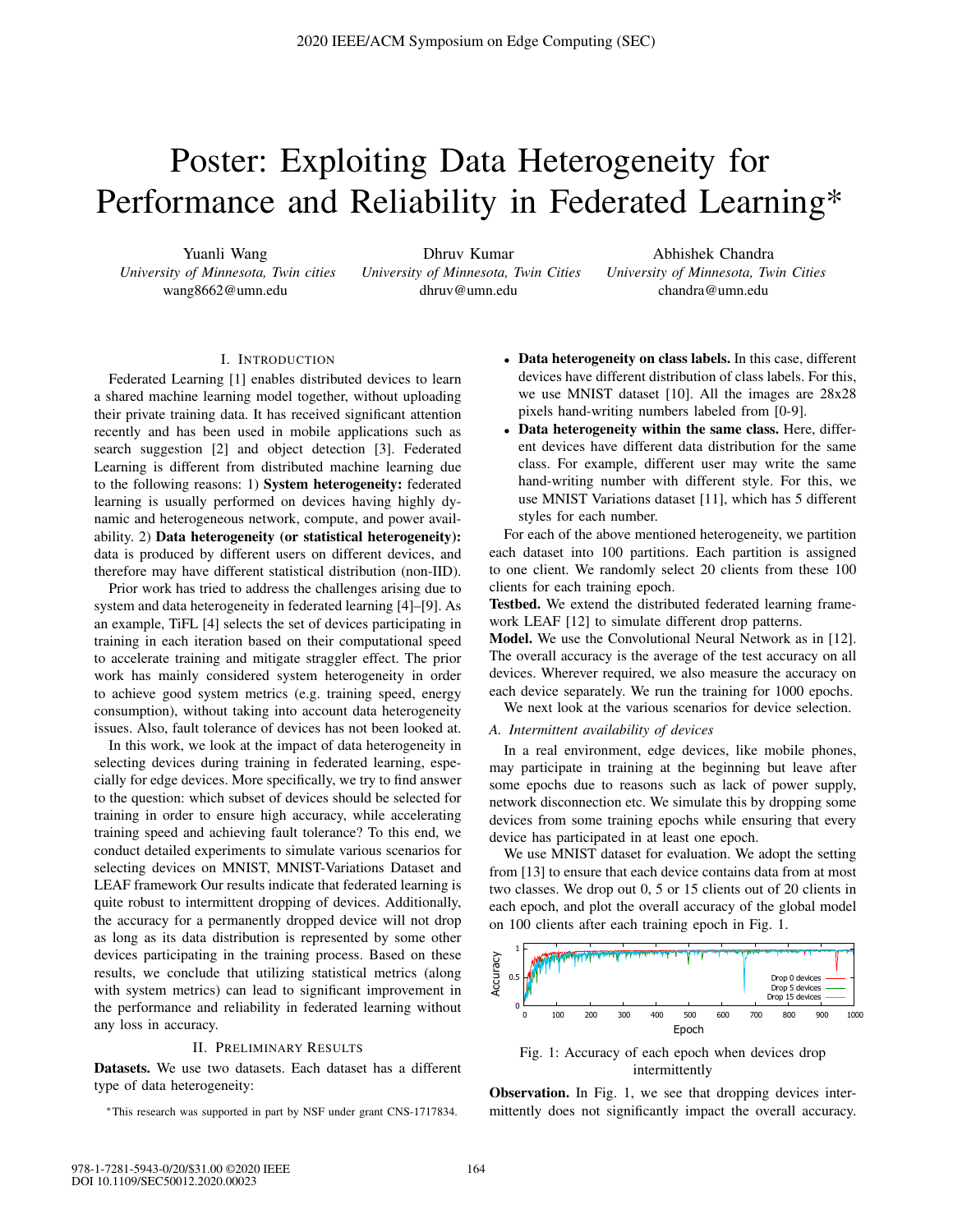# Poster: Exploiting Data Heterogeneity for Performance and Reliability in Federated Learning*

Yuanli Wang
*University of Minnesota, Twin cities*
wang8662@umn.edu

Dhruv Kumar
*University of Minnesota, Twin Cities*
dhruv@umn.edu

Abhishek Chandra
*University of Minnesota, Twin Cities*
chandra@umn.edu

## I. Introduction

Federated Learning [1] enables distributed devices to learn a shared machine learning model together, without uploading their private training data. It has received significant attention recently and has been used in mobile applications such as search suggestion [2] and object detection [3]. Federated Learning is different from distributed machine learning due to the following reasons: 1) **System heterogeneity:** federated learning is usually performed on devices having highly dynamic and heterogeneous network, compute, and power availability. 2) **Data heterogeneity (or statistical heterogeneity):** data is produced by different users on different devices, and therefore may have different statistical distribution (non-IID).

Prior work has tried to address the challenges arising due to system and data heterogeneity in federated learning [4]–[9]. As an example, TiFL [4] selects the set of devices participating in training in each iteration based on their computational speed to accelerate training and mitigate straggler effect. The prior work has mainly considered system heterogeneity in order to achieve good system metrics (e.g. training speed, energy consumption), without taking into account data heterogeneity issues. Also, fault tolerance of devices has not been looked at.

In this work, we look at the impact of data heterogeneity in selecting devices during training in federated learning, especially for edge devices. More specifically, we try to find answer to the question: which subset of devices should be selected for training in order to ensure high accuracy, while accelerating training speed and achieving fault tolerance? To this end, we conduct detailed experiments to simulate various scenarios for selecting devices on MNIST, MNIST-Variations Dataset and LEAF framework Our results indicate that federated learning is quite robust to intermittent dropping of devices. Additionally, the accuracy for a permanently dropped device will not drop as long as its data distribution is represented by some other devices participating in the training process. Based on these results, we conclude that utilizing statistical metrics (along with system metrics) can lead to significant improvement in the performance and reliability in federated learning without any loss in accuracy.

## II. Preliminary Results

**Datasets.** We use two datasets. Each dataset has a different type of data heterogeneity:

- **Data heterogeneity on class labels.** In this case, different devices have different distribution of class labels. For this, we use MNIST dataset [10]. All the images are 28x28 pixels hand-writing numbers labeled from [0-9].
- **Data heterogeneity within the same class.** Here, different devices have different data distribution for the same class. For example, different user may write the same hand-writing number with different style. For this, we use MNIST Variations dataset [11], which has 5 different styles for each number.

For each of the above mentioned heterogeneity, we partition each dataset into 100 partitions. Each partition is assigned to one client. We randomly select 20 clients from these 100 clients for each training epoch.

**Testbed.** We extend the distributed federated learning framework LEAF [12] to simulate different drop patterns.

**Model.** We use the Convolutional Neural Network as in [12]. The overall accuracy is the average of the test accuracy on all devices. Wherever required, we also measure the accuracy on each device separately. We run the training for 1000 epochs.

We next look at the various scenarios for device selection.

### A. Intermittent availability of devices

In a real environment, edge devices, like mobile phones, may participate in training at the beginning but leave after some epochs due to reasons such as lack of power supply, network disconnection etc. We simulate this by dropping some devices from some training epochs while ensuring that every device has participated in at least one epoch.

We use MNIST dataset for evaluation. We adopt the setting from [13] to ensure that each device contains data from at most two classes. We drop out 0, 5 or 15 clients out of 20 clients in each epoch, and plot the overall accuracy of the global model on 100 clients after each training epoch in Fig. 1.

Fig. 1: Accuracy of each epoch when devices drop intermittently

**Observation.** In Fig. 1, we see that dropping devices intermittently does not significantly impact the overall accuracy.

*This research was supported in part by NSF under grant CNS-1717834.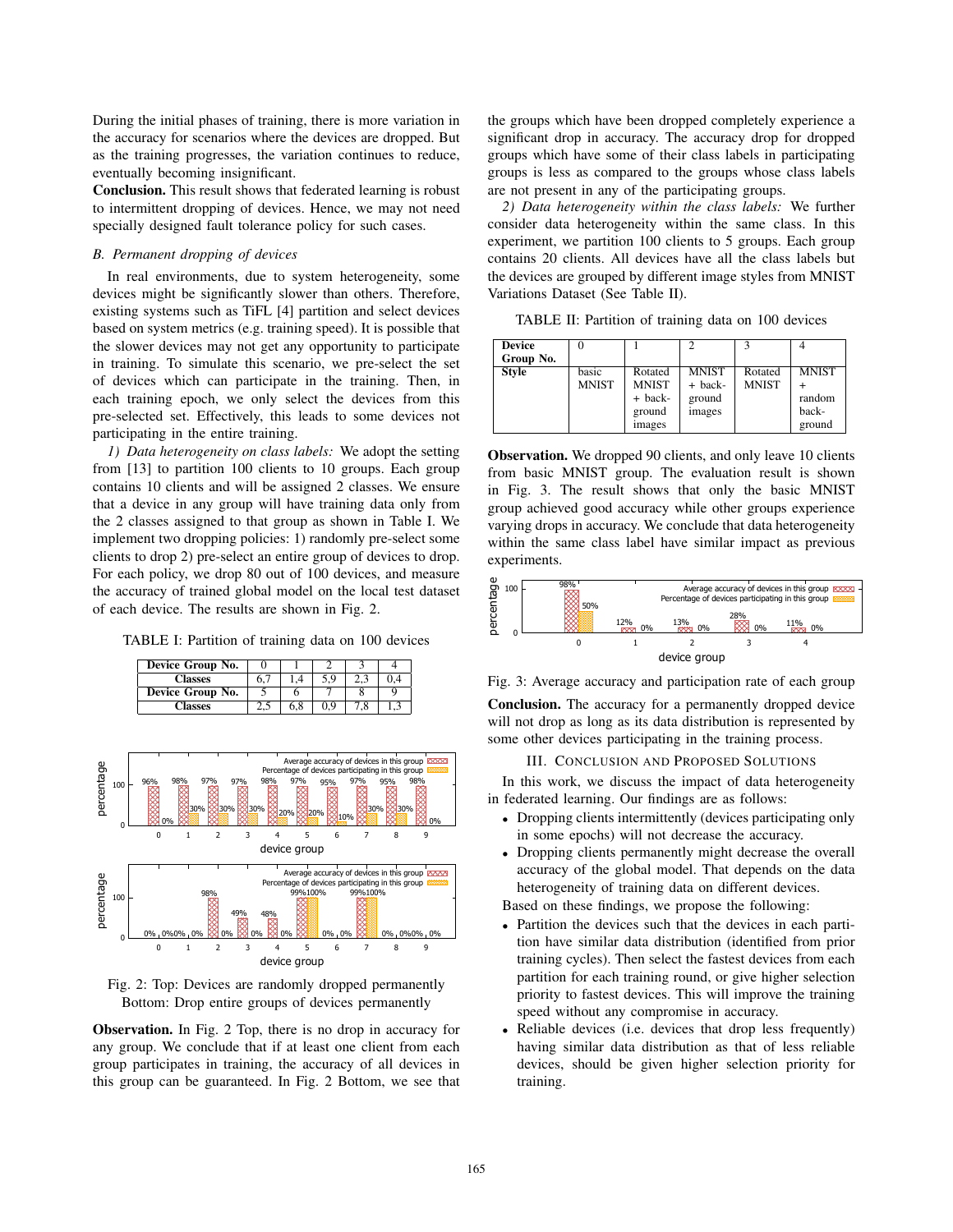During the initial phases of training, there is more variation in the accuracy for scenarios where the devices are dropped. But as the training progresses, the variation continues to reduce, eventually becoming insignificant.

**Conclusion.** This result shows that federated learning is robust to intermittent dropping of devices. Hence, we may not need specially designed fault tolerance policy for such cases.

### *B. Permanent dropping of devices*

In real environments, due to system heterogeneity, some devices might be significantly slower than others. Therefore, existing systems such as TiFL [4] partition and select devices based on system metrics (e.g. training speed). It is possible that the slower devices may not get any opportunity to participate in training. To simulate this scenario, we pre-select the set of devices which can participate in the training. Then, in each training epoch, we only select the devices from this pre-selected set. Effectively, this leads to some devices not participating in the entire training.

*1) Data heterogeneity on class labels:* We adopt the setting from [13] to partition 100 clients to 10 groups. Each group contains 10 clients and will be assigned 2 classes. We ensure that a device in any group will have training data only from the 2 classes assigned to that group as shown in Table I. We implement two dropping policies: 1) randomly pre-select some clients to drop 2) pre-select an entire group of devices to drop. For each policy, we drop 80 out of 100 devices, and measure the accuracy of trained global model on the local test dataset of each device. The results are shown in Fig. 2.

TABLE I: Partition of training data on 100 devices

| Device Group No. | 0 | 1 | 2 | 3 | 4 |
|---|---|---|---|---|---|
| Classes | 6,7 | 1,4 | 5,9 | 2,3 | 0,4 |
| Device Group No. | 5 | 6 | 7 | 8 | 9 |
| Classes | 2,5 | 6,8 | 0,9 | 7,8 | 1,3 |

Fig. 2: Top: Devices are randomly dropped permanently Bottom: Drop entire groups of devices permanently

**Observation.** In Fig. 2 Top, there is no drop in accuracy for any group. We conclude that if at least one client from each group participates in training, the accuracy of all devices in this group can be guaranteed. In Fig. 2 Bottom, we see that the groups which have been dropped completely experience a significant drop in accuracy. The accuracy drop for dropped groups which have some of their class labels in participating groups is less as compared to the groups whose class labels are not present in any of the participating groups.

*2) Data heterogeneity within the class labels:* We further consider data heterogeneity within the same class. In this experiment, we partition 100 clients to 5 groups. Each group contains 20 clients. All devices have all the class labels but the devices are grouped by different image styles from MNIST Variations Dataset (See Table II).

TABLE II: Partition of training data on 100 devices

| Device Group No. | 0 | 1 | 2 | 3 | 4 |
|---|---|---|---|---|---|
| Style | basic MNIST | Rotated MNIST + background images | MNIST + background images | Rotated MNIST | MNIST + random background |

**Observation.** We dropped 90 clients, and only leave 10 clients from basic MNIST group. The evaluation result is shown in Fig. 3. The result shows that only the basic MNIST group achieved good accuracy while other groups experience varying drops in accuracy. We conclude that data heterogeneity within the same class label have similar impact as previous experiments.

Fig. 3: Average accuracy and participation rate of each group

**Conclusion.** The accuracy for a permanently dropped device will not drop as long as its data distribution is represented by some other devices participating in the training process.

## III. Conclusion and Proposed Solutions

In this work, we discuss the impact of data heterogeneity in federated learning. Our findings are as follows:

- Dropping clients intermittently (devices participating only in some epochs) will not decrease the accuracy.
- Dropping clients permanently might decrease the overall accuracy of the global model. That depends on the data heterogeneity of training data on different devices.

Based on these findings, we propose the following:

- Partition the devices such that the devices in each partition have similar data distribution (identified from prior training cycles). Then select the fastest devices from each partition for each training round, or give higher selection priority to fastest devices. This will improve the training speed without any compromise in accuracy.
- Reliable devices (i.e. devices that drop less frequently) having similar data distribution as that of less reliable devices, should be given higher selection priority for training.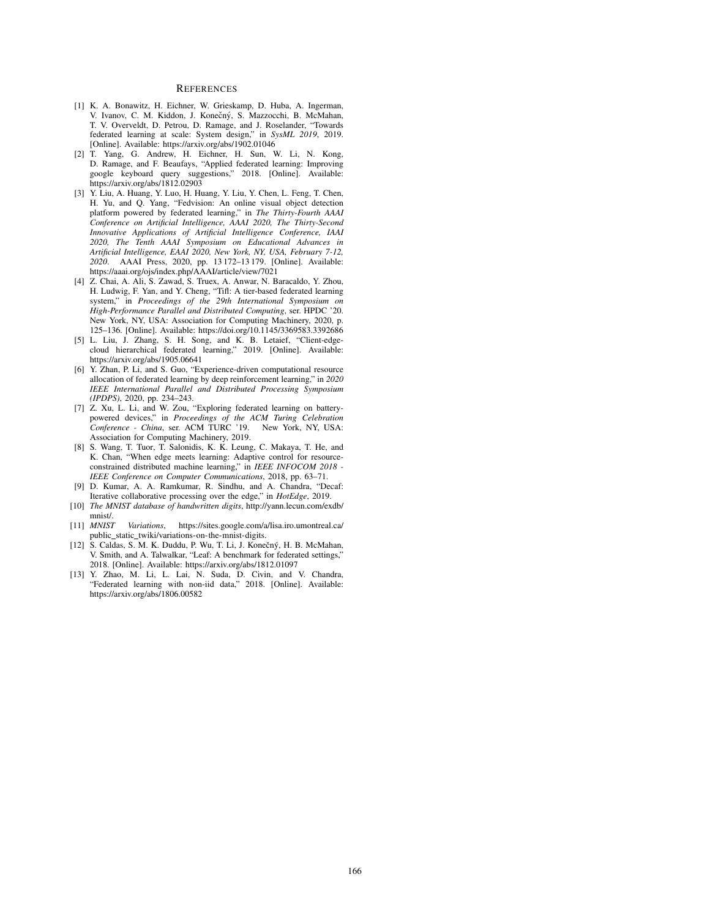# REFERENCES

[1] K. A. Bonawitz, H. Eichner, W. Grieskamp, D. Huba, A. Ingerman, V. Ivanov, C. M. Kiddon, J. Konečný, S. Mazzocchi, B. McMahan, T. V. Overveldt, D. Petrou, D. Ramage, and J. Roselander, "Towards federated learning at scale: System design," in *SysML 2019*, 2019. [Online]. Available: https://arxiv.org/abs/1902.01046

[2] T. Yang, G. Andrew, H. Eichner, H. Sun, W. Li, N. Kong, D. Ramage, and F. Beaufays, "Applied federated learning: Improving google keyboard query suggestions," 2018. [Online]. Available: https://arxiv.org/abs/1812.02903

[3] Y. Liu, A. Huang, Y. Luo, H. Huang, Y. Liu, Y. Chen, L. Feng, T. Chen, H. Yu, and Q. Yang, "Fedvision: An online visual object detection platform powered by federated learning," in *The Thirty-Fourth AAAI Conference on Artificial Intelligence, AAAI 2020, The Thirty-Second Innovative Applications of Artificial Intelligence Conference, IAAI 2020, The Tenth AAAI Symposium on Educational Advances in Artificial Intelligence, EAAI 2020, New York, NY, USA, February 7-12, 2020*. AAAI Press, 2020, pp. 13 172–13 179. [Online]. Available: https://aaai.org/ojs/index.php/AAAI/article/view/7021

[4] Z. Chai, A. Ali, S. Zawad, S. Truex, A. Anwar, N. Baracaldo, Y. Zhou, H. Ludwig, F. Yan, and Y. Cheng, "Tifl: A tier-based federated learning system," in *Proceedings of the 29th International Symposium on High-Performance Parallel and Distributed Computing*, ser. HPDC '20. New York, NY, USA: Association for Computing Machinery, 2020, p. 125–136. [Online]. Available: https://doi.org/10.1145/3369583.3392686

[5] L. Liu, J. Zhang, S. H. Song, and K. B. Letaief, "Client-edge-cloud hierarchical federated learning," 2019. [Online]. Available: https://arxiv.org/abs/1905.06641

[6] Y. Zhan, P. Li, and S. Guo, "Experience-driven computational resource allocation of federated learning by deep reinforcement learning," in *2020 IEEE International Parallel and Distributed Processing Symposium (IPDPS)*, 2020, pp. 234–243.

[7] Z. Xu, L. Li, and W. Zou, "Exploring federated learning on battery-powered devices," in *Proceedings of the ACM Turing Celebration Conference - China*, ser. ACM TURC '19. New York, NY, USA: Association for Computing Machinery, 2019.

[8] S. Wang, T. Tuor, T. Salonidis, K. K. Leung, C. Makaya, T. He, and K. Chan, "When edge meets learning: Adaptive control for resource-constrained distributed machine learning," in *IEEE INFOCOM 2018 - IEEE Conference on Computer Communications*, 2018, pp. 63–71.

[9] D. Kumar, A. A. Ramkumar, R. Sindhu, and A. Chandra, "Decaf: Iterative collaborative processing over the edge," in *HotEdge*, 2019.

[10] *The MNIST database of handwritten digits*, http://yann.lecun.com/exdb/mnist/.

[11] *MNIST Variations*, https://sites.google.com/a/lisa.iro.umontreal.ca/public_static_twiki/variations-on-the-mnist-digits.

[12] S. Caldas, S. M. K. Duddu, P. Wu, T. Li, J. Konečný, H. B. McMahan, V. Smith, and A. Talwalkar, "Leaf: A benchmark for federated settings," 2018. [Online]. Available: https://arxiv.org/abs/1812.01097

[13] Y. Zhao, M. Li, L. Lai, N. Suda, D. Civin, and V. Chandra, "Federated learning with non-iid data," 2018. [Online]. Available: https://arxiv.org/abs/1806.00582